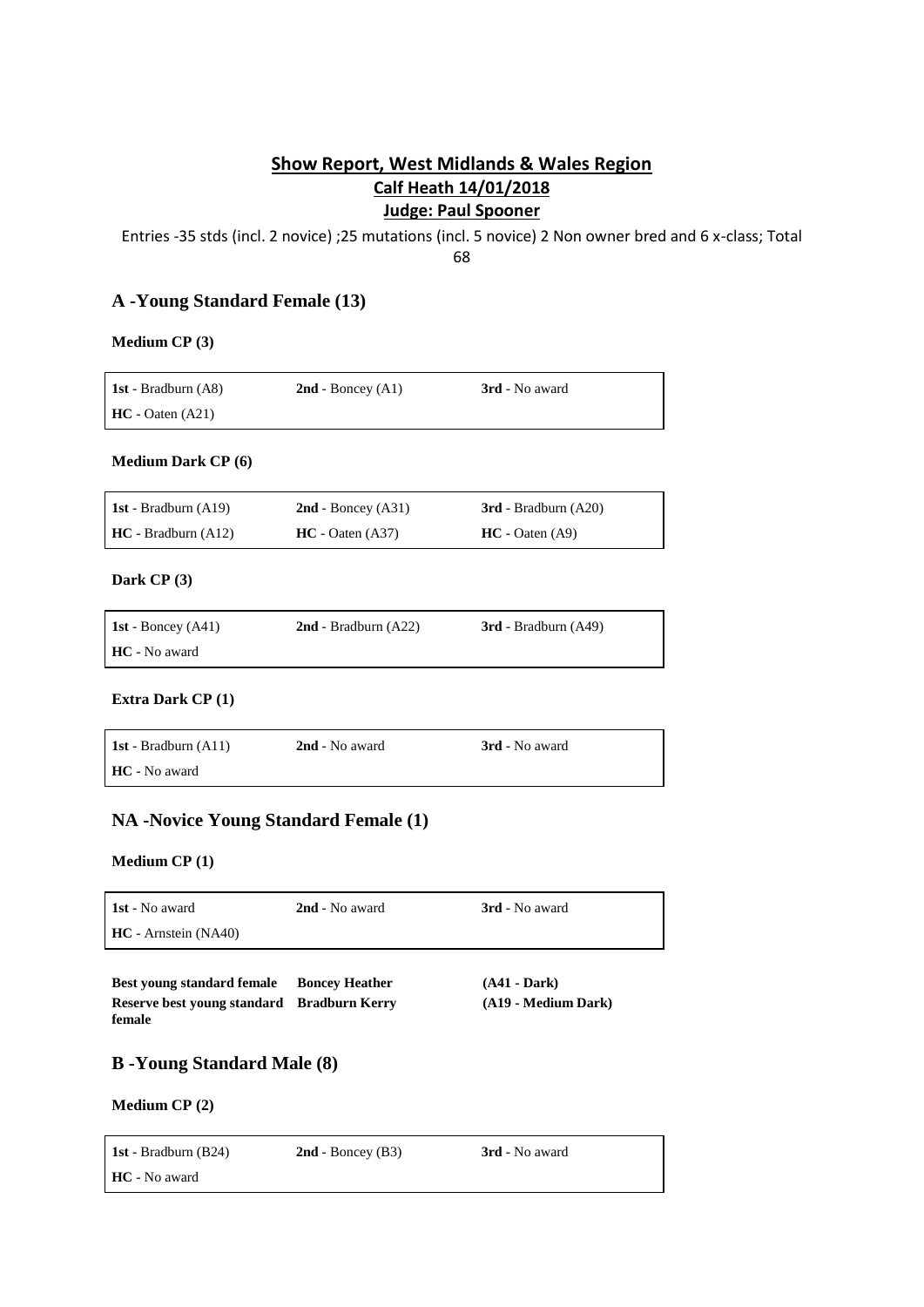# Show Report, West Midlands & Wales Region

## Calf Heath 14/01/2018

## Judge: Paul Spooner

Entries -35 stds (incl. 2 novice) ;25 mutations (incl. 5 novice) 2 Non owner bred and 6 x-class; Total 68

## A -Young Standard Female (13)

### Medium CP (3)

| | | |
|---|---|---|
| **1st** - Bradburn (A8) | **2nd** - Boncey (A1) | **3rd** - No award |
| **HC** - Oaten (A21) | | |

### Medium Dark CP (6)

| | | |
|---|---|---|
| **1st** - Bradburn (A19) | **2nd** - Boncey (A31) | **3rd** - Bradburn (A20) |
| **HC** - Bradburn (A12) | **HC** - Oaten (A37) | **HC** - Oaten (A9) |

### Dark CP (3)

| | | |
|---|---|---|
| **1st** - Boncey (A41) | **2nd** - Bradburn (A22) | **3rd** - Bradburn (A49) |
| **HC** - No award | | |

### Extra Dark CP (1)

| | | |
|---|---|---|
| **1st** - Bradburn (A11) | **2nd** - No award | **3rd** - No award |
| **HC** - No award | | |

## NA -Novice Young Standard Female (1)

### Medium CP (1)

| | | |
|---|---|---|
| **1st** - No award | **2nd** - No award | **3rd** - No award |
| **HC** - Arnstein (NA40) | | |

| | | |
|---|---|---|
| **Best young standard female** | **Boncey Heather** | **(A41 - Dark)** |
| **Reserve best young standard female** | **Bradburn Kerry** | **(A19 - Medium Dark)** |

## B -Young Standard Male (8)

### Medium CP (2)

| | | |
|---|---|---|
| **1st** - Bradburn (B24) | **2nd** - Boncey (B3) | **3rd** - No award |
| **HC** - No award | | |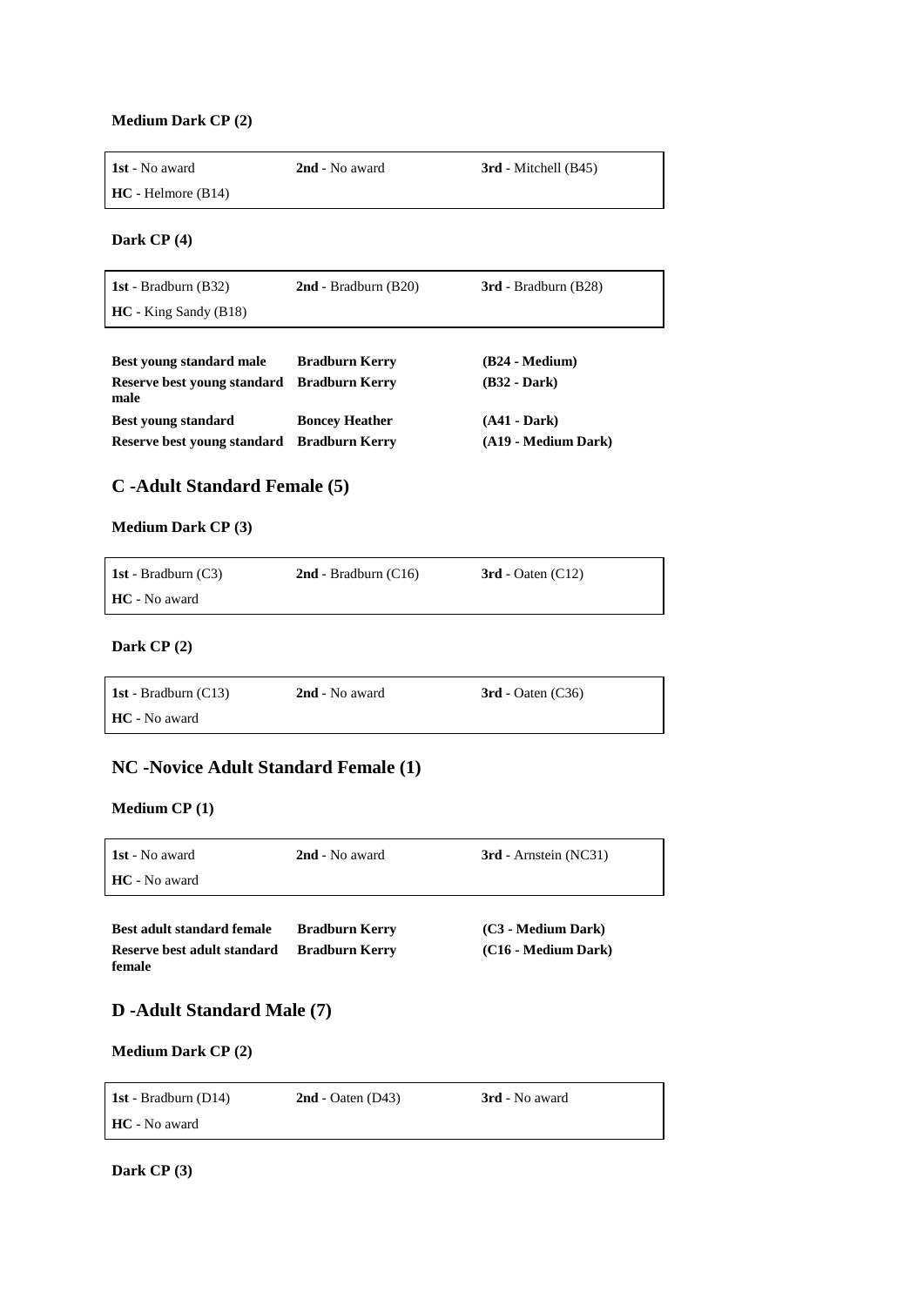**Medium Dark CP (2)**

| **1st** - No award | **2nd** - No award | **3rd** - Mitchell (B45) |
|---|---|---|
| **HC** - Helmore (B14) | | |

**Dark CP (4)**

| **1st** - Bradburn (B32) | **2nd** - Bradburn (B20) | **3rd** - Bradburn (B28) |
|---|---|---|
| **HC** - King Sandy (B18) | | |

| | | |
|---|---|---|
| **Best young standard male** | **Bradburn Kerry** | **(B24 - Medium)** |
| **Reserve best young standard male** | **Bradburn Kerry** | **(B32 - Dark)** |
| **Best young standard** | **Boncey Heather** | **(A41 - Dark)** |
| **Reserve best young standard** | **Bradburn Kerry** | **(A19 - Medium Dark)** |

## C -Adult Standard Female (5)

**Medium Dark CP (3)**

| **1st** - Bradburn (C3) | **2nd** - Bradburn (C16) | **3rd** - Oaten (C12) |
|---|---|---|
| **HC** - No award | | |

**Dark CP (2)**

| **1st** - Bradburn (C13) | **2nd** - No award | **3rd** - Oaten (C36) |
|---|---|---|
| **HC** - No award | | |

## NC -Novice Adult Standard Female (1)

**Medium CP (1)**

| **1st** - No award | **2nd** - No award | **3rd** - Arnstein (NC31) |
|---|---|---|
| **HC** - No award | | |

| | | |
|---|---|---|
| **Best adult standard female** | **Bradburn Kerry** | **(C3 - Medium Dark)** |
| **Reserve best adult standard female** | **Bradburn Kerry** | **(C16 - Medium Dark)** |

## D -Adult Standard Male (7)

**Medium Dark CP (2)**

| **1st** - Bradburn (D14) | **2nd** - Oaten (D43) | **3rd** - No award |
|---|---|---|
| **HC** - No award | | |

**Dark CP (3)**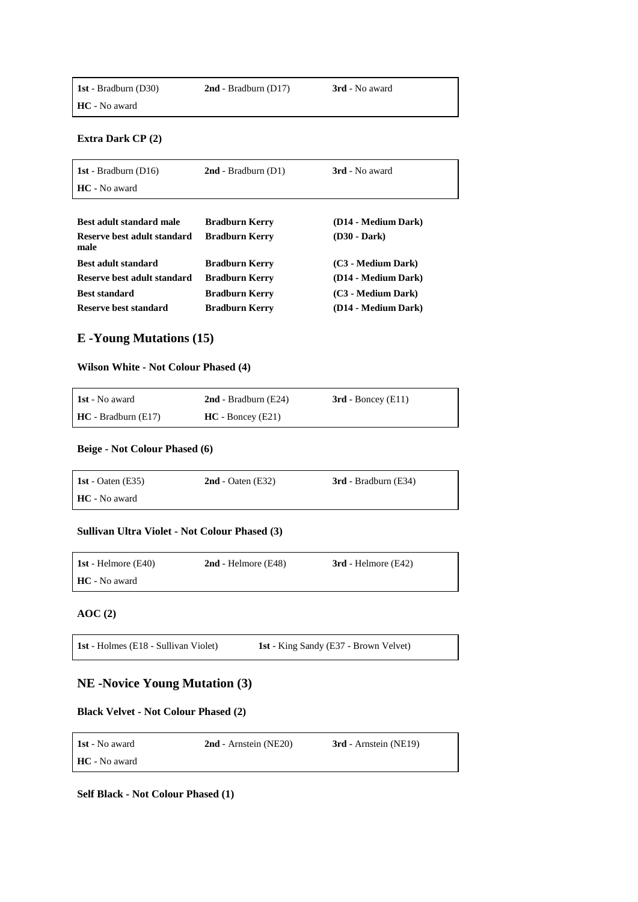| | | |
|---|---|---|
| **1st** - Bradburn (D30) | **2nd** - Bradburn (D17) | **3rd** - No award |
| **HC** - No award | | |

**Extra Dark CP (2)**

| | | |
|---|---|---|
| **1st** - Bradburn (D16) | **2nd** - Bradburn (D1) | **3rd** - No award |
| **HC** - No award | | |

| | | |
|---|---|---|
| **Best adult standard male** | **Bradburn Kerry** | **(D14 - Medium Dark)** |
| **Reserve best adult standard male** | **Bradburn Kerry** | **(D30 - Dark)** |
| **Best adult standard** | **Bradburn Kerry** | **(C3 - Medium Dark)** |
| **Reserve best adult standard** | **Bradburn Kerry** | **(D14 - Medium Dark)** |
| **Best standard** | **Bradburn Kerry** | **(C3 - Medium Dark)** |
| **Reserve best standard** | **Bradburn Kerry** | **(D14 - Medium Dark)** |

## E -Young Mutations (15)

**Wilson White - Not Colour Phased (4)**

| | | |
|---|---|---|
| **1st** - No award | **2nd** - Bradburn (E24) | **3rd** - Boncey (E11) |
| **HC** - Bradburn (E17) | **HC** - Boncey (E21) | |

**Beige - Not Colour Phased (6)**

| | | |
|---|---|---|
| **1st** - Oaten (E35) | **2nd** - Oaten (E32) | **3rd** - Bradburn (E34) |
| **HC** - No award | | |

**Sullivan Ultra Violet - Not Colour Phased (3)**

| | | |
|---|---|---|
| **1st** - Helmore (E40) | **2nd** - Helmore (E48) | **3rd** - Helmore (E42) |
| **HC** - No award | | |

**AOC (2)**

| | |
|---|---|
| **1st** - Holmes (E18 - Sullivan Violet) | **1st** - King Sandy (E37 - Brown Velvet) |

## NE -Novice Young Mutation (3)

**Black Velvet - Not Colour Phased (2)**

| | | |
|---|---|---|
| **1st** - No award | **2nd** - Arnstein (NE20) | **3rd** - Arnstein (NE19) |
| **HC** - No award | | |

**Self Black - Not Colour Phased (1)**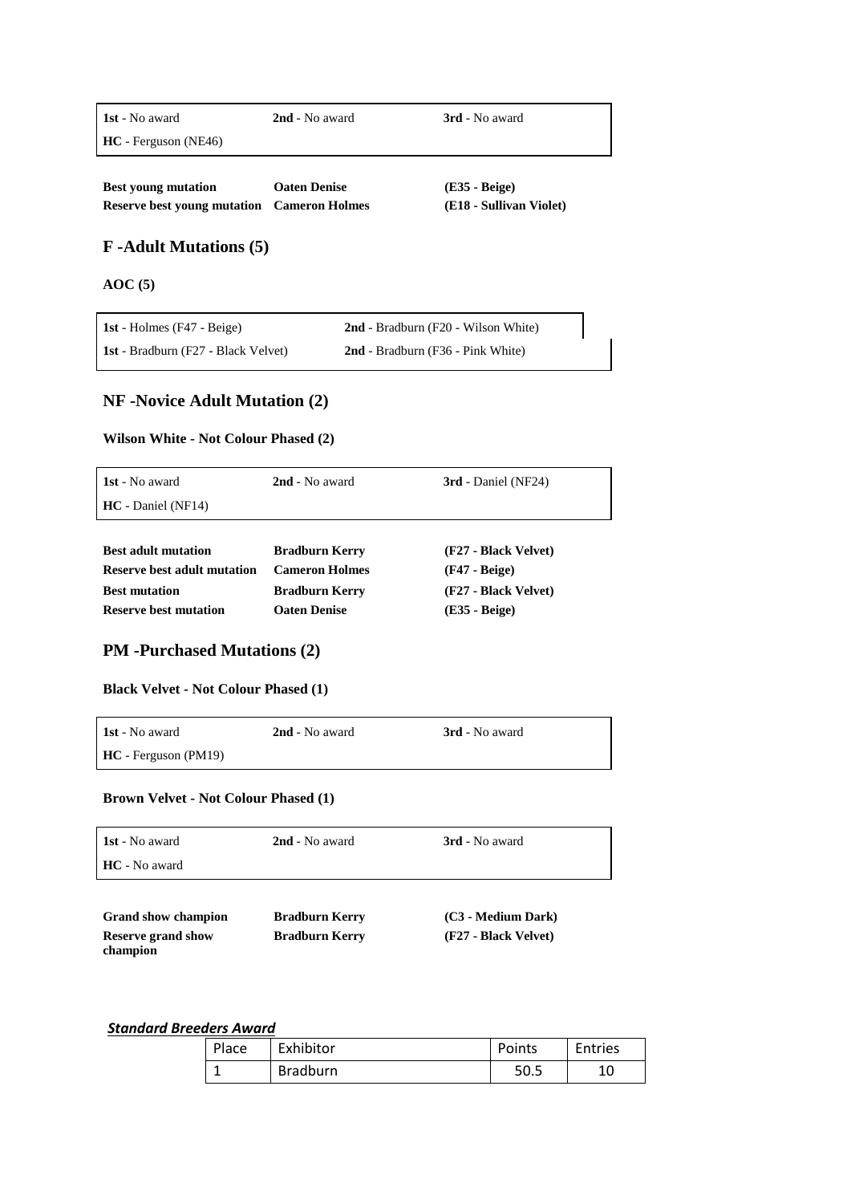| | | |
|---|---|---|
| **1st** - No award | **2nd** - No award | **3rd** - No award |
| **HC** - Ferguson (NE46) | | |

| | | |
|---|---|---|
| **Best young mutation** | **Oaten Denise** | **(E35 - Beige)** |
| **Reserve best young mutation** | **Cameron Holmes** | **(E18 - Sullivan Violet)** |

## F -Adult Mutations (5)

### AOC (5)

| | |
|---|---|
| **1st** - Holmes (F47 - Beige) | **2nd** - Bradburn (F20 - Wilson White) |
| **1st** - Bradburn (F27 - Black Velvet) | **2nd** - Bradburn (F36 - Pink White) |

## NF -Novice Adult Mutation (2)

### Wilson White - Not Colour Phased (2)

| | | |
|---|---|---|
| **1st** - No award | **2nd** - No award | **3rd** - Daniel (NF24) |
| **HC** - Daniel (NF14) | | |

| | | |
|---|---|---|
| **Best adult mutation** | **Bradburn Kerry** | **(F27 - Black Velvet)** |
| **Reserve best adult mutation** | **Cameron Holmes** | **(F47 - Beige)** |
| **Best mutation** | **Bradburn Kerry** | **(F27 - Black Velvet)** |
| **Reserve best mutation** | **Oaten Denise** | **(E35 - Beige)** |

## PM -Purchased Mutations (2)

### Black Velvet - Not Colour Phased (1)

| | | |
|---|---|---|
| **1st** - No award | **2nd** - No award | **3rd** - No award |
| **HC** - Ferguson (PM19) | | |

### Brown Velvet - Not Colour Phased (1)

| | | |
|---|---|---|
| **1st** - No award | **2nd** - No award | **3rd** - No award |
| **HC** - No award | | |

| | | |
|---|---|---|
| **Grand show champion** | **Bradburn Kerry** | **(C3 - Medium Dark)** |
| **Reserve grand show champion** | **Bradburn Kerry** | **(F27 - Black Velvet)** |

***Standard Breeders Award***

| Place | Exhibitor | Points | Entries |
|---|---|---|---|
| 1 | Bradburn | 50.5 | 10 |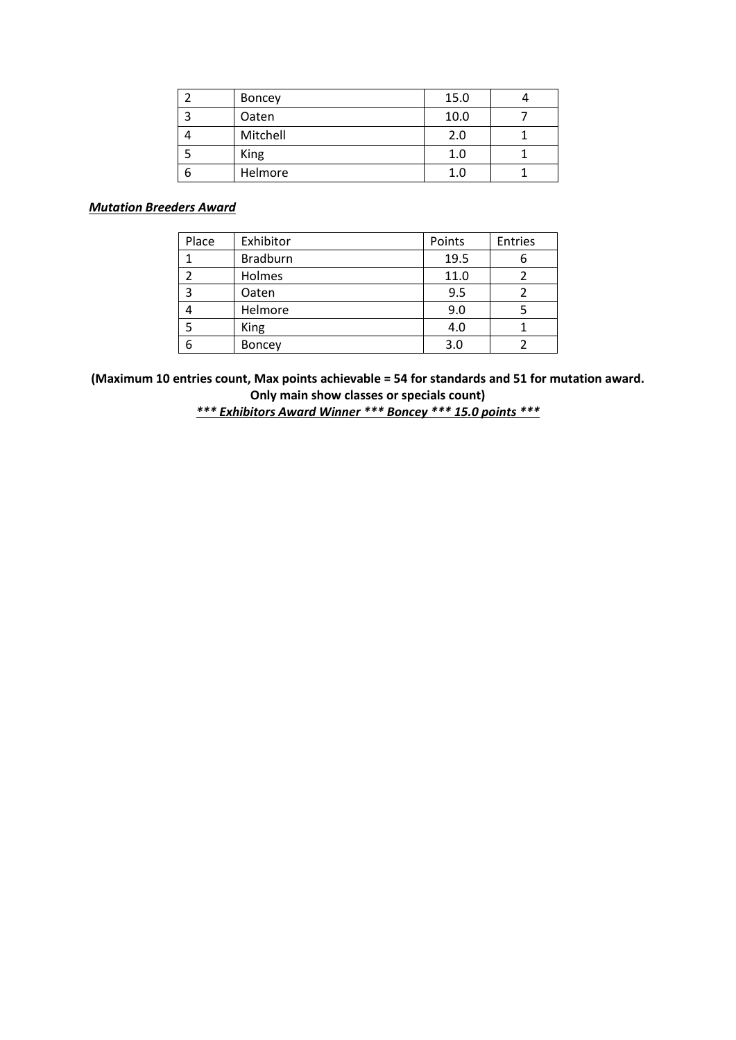| | | | |
|---|---|---|---|
| 2 | Boncey | 15.0 | 4 |
| 3 | Oaten | 10.0 | 7 |
| 4 | Mitchell | 2.0 | 1 |
| 5 | King | 1.0 | 1 |
| 6 | Helmore | 1.0 | 1 |

***Mutation Breeders Award***

| Place | Exhibitor | Points | Entries |
|---|---|---|---|
| 1 | Bradburn | 19.5 | 6 |
| 2 | Holmes | 11.0 | 2 |
| 3 | Oaten | 9.5 | 2 |
| 4 | Helmore | 9.0 | 5 |
| 5 | King | 4.0 | 1 |
| 6 | Boncey | 3.0 | 2 |

**(Maximum 10 entries count, Max points achievable = 54 for standards and 51 for mutation award. Only main show classes or specials count)**

***\*\*\* Exhibitors Award Winner \*\*\* Boncey \*\*\* 15.0 points \*\*\****